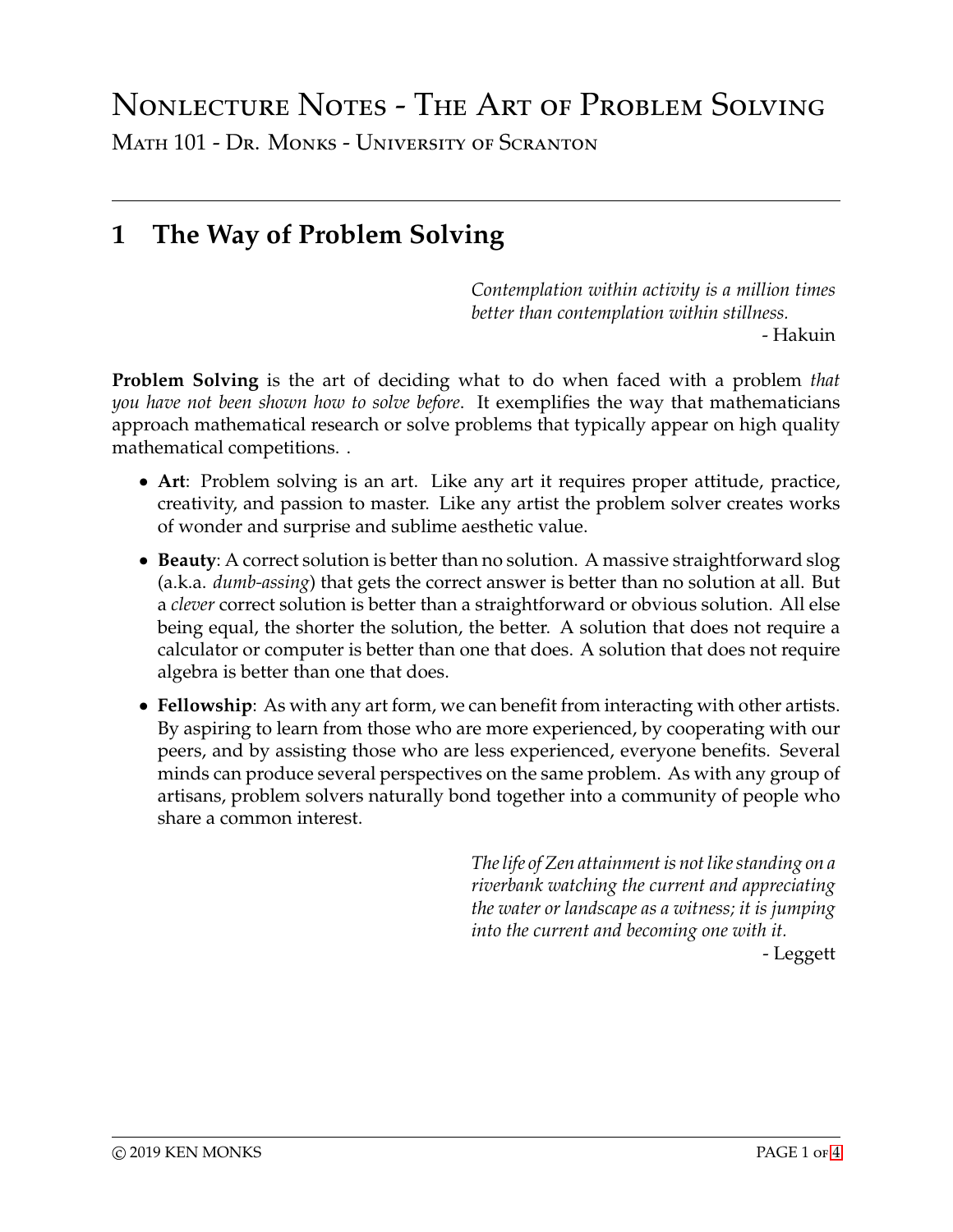# Nonlecture Notes - The Art of Problem Solving

Math 101 - Dr. Monks - University of Scranton

---

## 1 The Way of Problem Solving

> *Contemplation within activity is a million times better than contemplation within stillness.*
>
> \- Hakuin

**Problem Solving** is the art of deciding what to do when faced with a problem *that you have not been shown how to solve before*. It exemplifies the way that mathematicians approach mathematical research or solve problems that typically appear on high quality mathematical competitions. .

- **Art**: Problem solving is an art. Like any art it requires proper attitude, practice, creativity, and passion to master. Like any artist the problem solver creates works of wonder and surprise and sublime aesthetic value.
- **Beauty**: A correct solution is better than no solution. A massive straightforward slog (a.k.a. *dumb-assing*) that gets the correct answer is better than no solution at all. But a *clever* correct solution is better than a straightforward or obvious solution. All else being equal, the shorter the solution, the better. A solution that does not require a calculator or computer is better than one that does. A solution that does not require algebra is better than one that does.
- **Fellowship**: As with any art form, we can benefit from interacting with other artists. By aspiring to learn from those who are more experienced, by cooperating with our peers, and by assisting those who are less experienced, everyone benefits. Several minds can produce several perspectives on the same problem. As with any group of artisans, problem solvers naturally bond together into a community of people who share a common interest.

> *The life of Zen attainment is not like standing on a riverbank watching the current and appreciating the water or landscape as a witness; it is jumping into the current and becoming one with it.*
>
> \- Leggett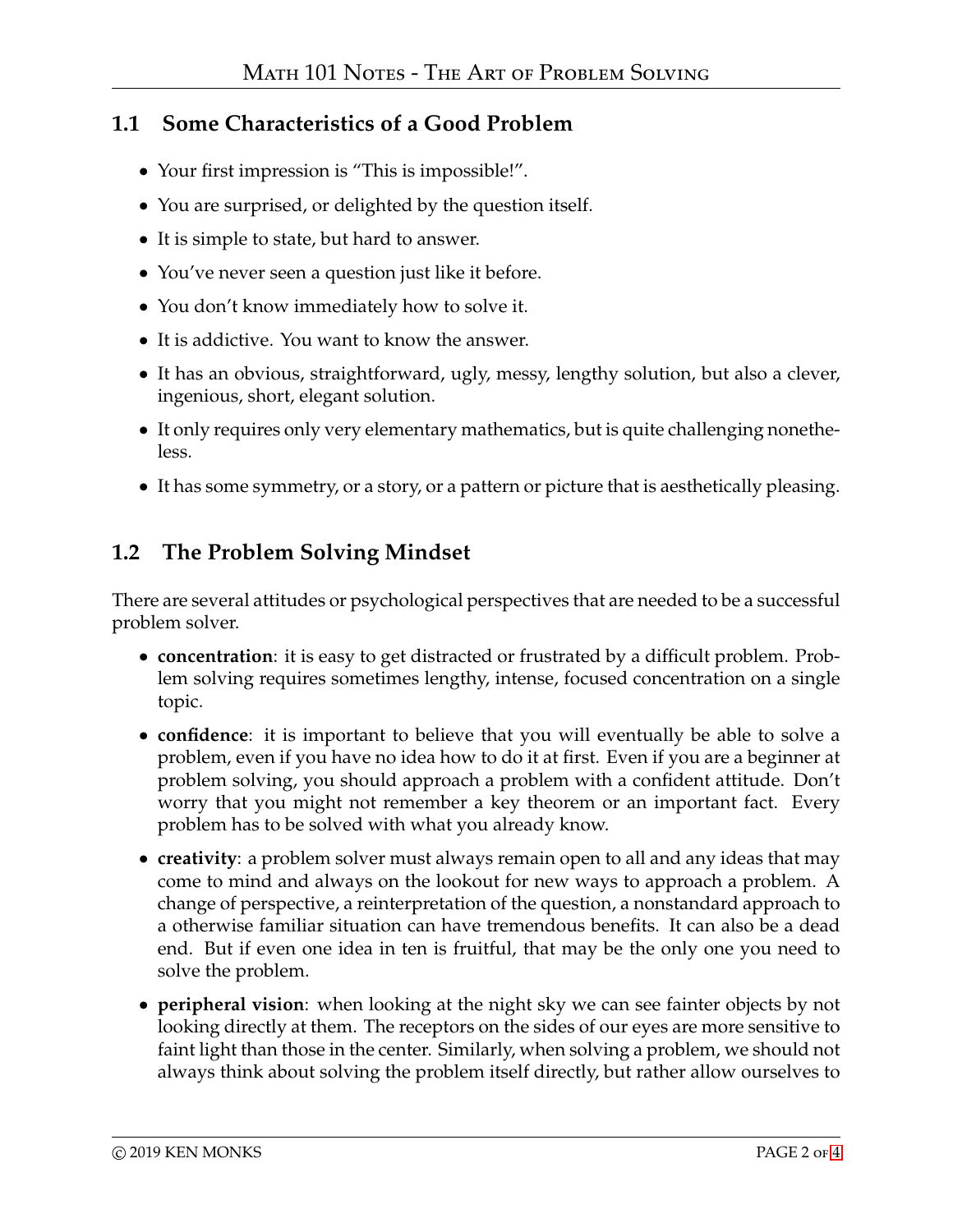## 1.1 Some Characteristics of a Good Problem

- Your first impression is "This is impossible!".
- You are surprised, or delighted by the question itself.
- It is simple to state, but hard to answer.
- You've never seen a question just like it before.
- You don't know immediately how to solve it.
- It is addictive. You want to know the answer.
- It has an obvious, straightforward, ugly, messy, lengthy solution, but also a clever, ingenious, short, elegant solution.
- It only requires only very elementary mathematics, but is quite challenging nonetheless.
- It has some symmetry, or a story, or a pattern or picture that is aesthetically pleasing.

## 1.2 The Problem Solving Mindset

There are several attitudes or psychological perspectives that are needed to be a successful problem solver.

- **concentration**: it is easy to get distracted or frustrated by a difficult problem. Problem solving requires sometimes lengthy, intense, focused concentration on a single topic.
- **confidence**: it is important to believe that you will eventually be able to solve a problem, even if you have no idea how to do it at first. Even if you are a beginner at problem solving, you should approach a problem with a confident attitude. Don't worry that you might not remember a key theorem or an important fact. Every problem has to be solved with what you already know.
- **creativity**: a problem solver must always remain open to all and any ideas that may come to mind and always on the lookout for new ways to approach a problem. A change of perspective, a reinterpretation of the question, a nonstandard approach to a otherwise familiar situation can have tremendous benefits. It can also be a dead end. But if even one idea in ten is fruitful, that may be the only one you need to solve the problem.
- **peripheral vision**: when looking at the night sky we can see fainter objects by not looking directly at them. The receptors on the sides of our eyes are more sensitive to faint light than those in the center. Similarly, when solving a problem, we should not always think about solving the problem itself directly, but rather allow ourselves to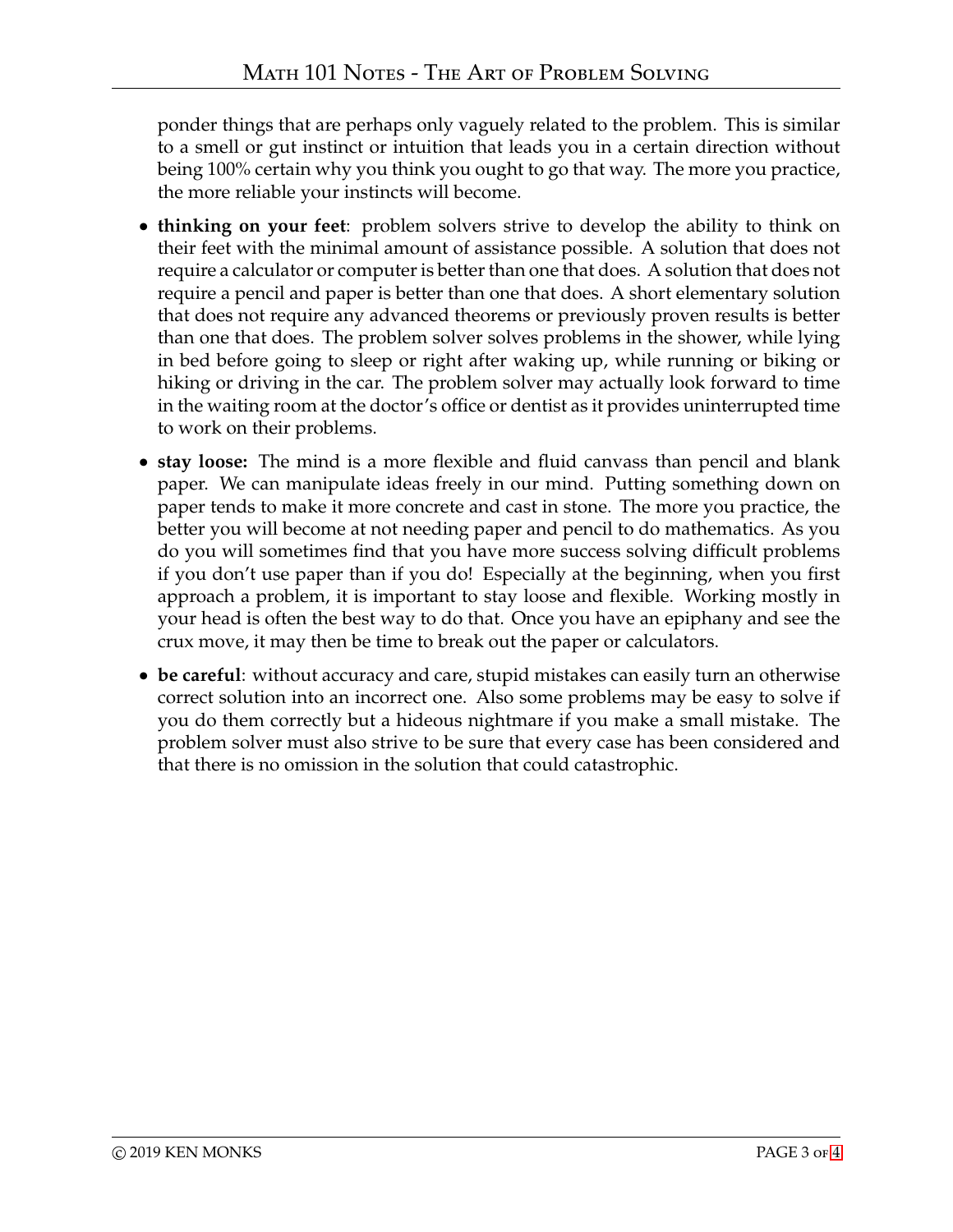ponder things that are perhaps only vaguely related to the problem. This is similar to a smell or gut instinct or intuition that leads you in a certain direction without being 100% certain why you think you ought to go that way. The more you practice, the more reliable your instincts will become.

- **thinking on your feet**: problem solvers strive to develop the ability to think on their feet with the minimal amount of assistance possible. A solution that does not require a calculator or computer is better than one that does. A solution that does not require a pencil and paper is better than one that does. A short elementary solution that does not require any advanced theorems or previously proven results is better than one that does. The problem solver solves problems in the shower, while lying in bed before going to sleep or right after waking up, while running or biking or hiking or driving in the car. The problem solver may actually look forward to time in the waiting room at the doctor's office or dentist as it provides uninterrupted time to work on their problems.
- **stay loose:** The mind is a more flexible and fluid canvass than pencil and blank paper. We can manipulate ideas freely in our mind. Putting something down on paper tends to make it more concrete and cast in stone. The more you practice, the better you will become at not needing paper and pencil to do mathematics. As you do you will sometimes find that you have more success solving difficult problems if you don't use paper than if you do! Especially at the beginning, when you first approach a problem, it is important to stay loose and flexible. Working mostly in your head is often the best way to do that. Once you have an epiphany and see the crux move, it may then be time to break out the paper or calculators.
- **be careful**: without accuracy and care, stupid mistakes can easily turn an otherwise correct solution into an incorrect one. Also some problems may be easy to solve if you do them correctly but a hideous nightmare if you make a small mistake. The problem solver must also strive to be sure that every case has been considered and that there is no omission in the solution that could catastrophic.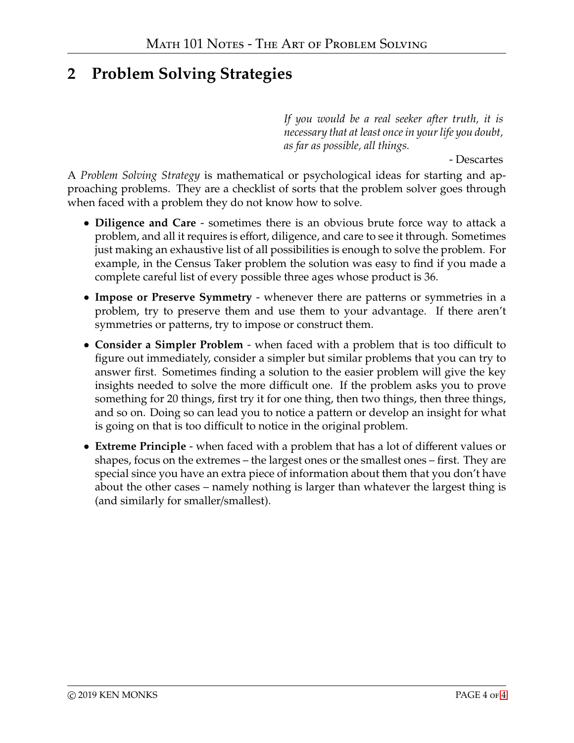## 2 Problem Solving Strategies

> *If you would be a real seeker after truth, it is necessary that at least once in your life you doubt, as far as possible, all things.*
>
> \- Descartes

A *Problem Solving Strategy* is mathematical or psychological ideas for starting and approaching problems. They are a checklist of sorts that the problem solver goes through when faced with a problem they do not know how to solve.

- **Diligence and Care** - sometimes there is an obvious brute force way to attack a problem, and all it requires is effort, diligence, and care to see it through. Sometimes just making an exhaustive list of all possibilities is enough to solve the problem. For example, in the Census Taker problem the solution was easy to find if you made a complete careful list of every possible three ages whose product is 36.
- **Impose or Preserve Symmetry** - whenever there are patterns or symmetries in a problem, try to preserve them and use them to your advantage. If there aren't symmetries or patterns, try to impose or construct them.
- **Consider a Simpler Problem** - when faced with a problem that is too difficult to figure out immediately, consider a simpler but similar problems that you can try to answer first. Sometimes finding a solution to the easier problem will give the key insights needed to solve the more difficult one. If the problem asks you to prove something for 20 things, first try it for one thing, then two things, then three things, and so on. Doing so can lead you to notice a pattern or develop an insight for what is going on that is too difficult to notice in the original problem.
- **Extreme Principle** - when faced with a problem that has a lot of different values or shapes, focus on the extremes – the largest ones or the smallest ones – first. They are special since you have an extra piece of information about them that you don't have about the other cases – namely nothing is larger than whatever the largest thing is (and similarly for smaller/smallest).